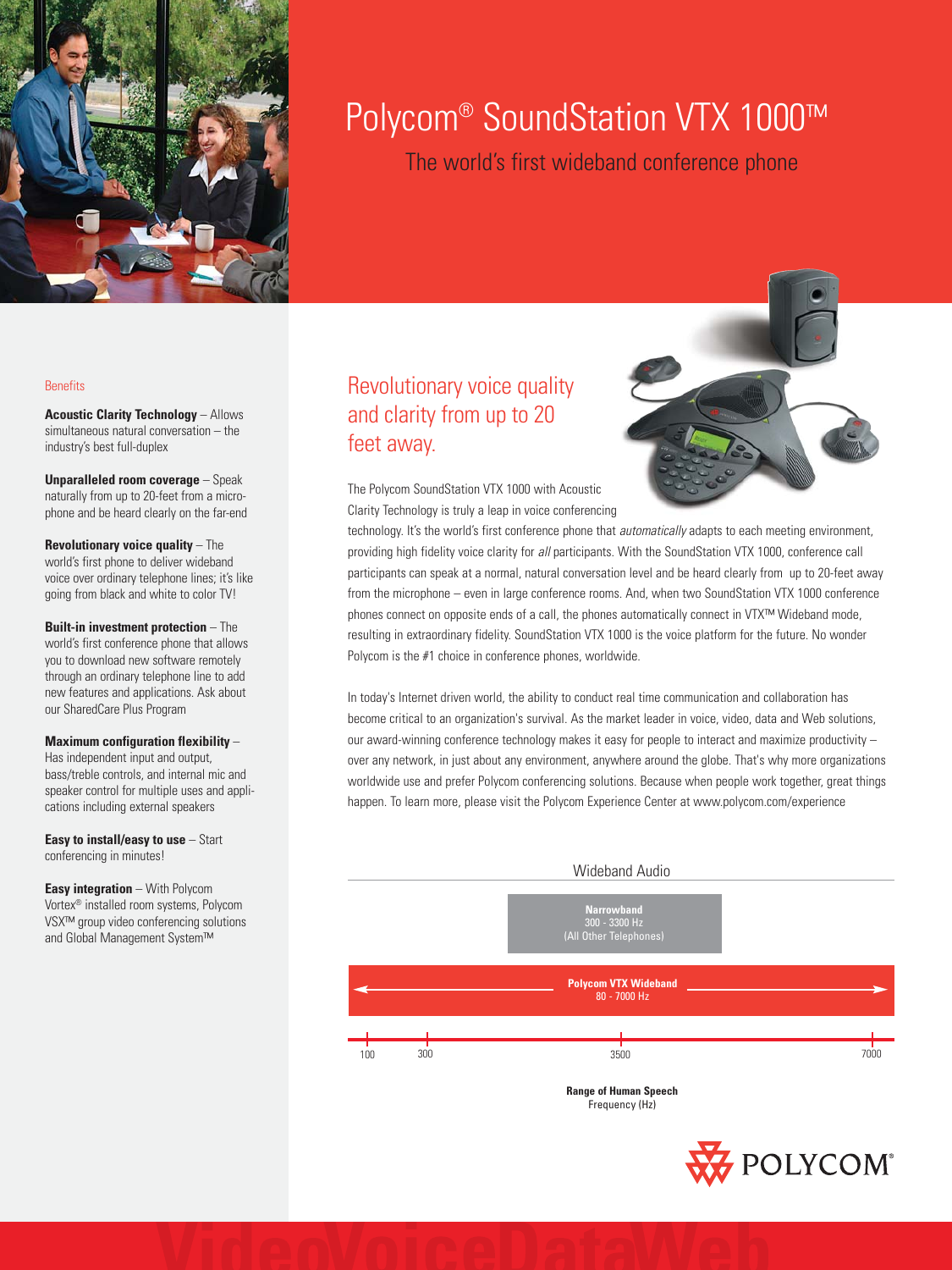# Polycom® SoundStation VTX 1000™

## The world's first wideband conference phone

### Benefits

**Acoustic Clarity Technology** – Allows simultaneous natural conversation – the industry's best full-duplex

**Unparalleled room coverage** – Speak naturally from up to 20-feet from a microphone and be heard clearly on the far-end

**Revolutionary voice quality** – The world's first phone to deliver wideband voice over ordinary telephone lines; it's like going from black and white to color TV!

**Built-in investment protection** – The world's first conference phone that allows you to download new software remotely through an ordinary telephone line to add new features and applications. Ask about our SharedCare Plus Program

**Maximum configuration flexibility** – Has independent input and output, bass/treble controls, and internal mic and speaker control for multiple uses and applications including external speakers

**Easy to install/easy to use** – Start conferencing in minutes!

**Easy integration** – With Polycom Vortex® installed room systems, Polycom VSX™ group video conferencing solutions and Global Management System™

## Revolutionary voice quality and clarity from up to 20 feet away.

The Polycom SoundStation VTX 1000 with Acoustic Clarity Technology is truly a leap in voice conferencing technology. It's the world's first conference phone that *automatically* adapts to each meeting environment, providing high fidelity voice clarity for *all* participants. With the SoundStation VTX 1000, conference call participants can speak at a normal, natural conversation level and be heard clearly from up to 20-feet away from the microphone – even in large conference rooms. And, when two SoundStation VTX 1000 conference phones connect on opposite ends of a call, the phones automatically connect in VTX™ Wideband mode, resulting in extraordinary fidelity. SoundStation VTX 1000 is the voice platform for the future. No wonder Polycom is the #1 choice in conference phones, worldwide.

In today's Internet driven world, the ability to conduct real time communication and collaboration has become critical to an organization's survival. As the market leader in voice, video, data and Web solutions, our award-winning conference technology makes it easy for people to interact and maximize productivity – over any network, in just about any environment, anywhere around the globe. That's why more organizations worldwide use and prefer Polycom conferencing solutions. Because when people work together, great things happen. To learn more, please visit the Polycom Experience Center at www.polycom.com/experience

### Wideband Audio

**Narrowband**
300 - 3300 Hz
(All Other Telephones)

**Polycom VTX Wideband**
80 - 7000 Hz

100 | 300 | 3500 | 7000

**Range of Human Speech**
Frequency (Hz)

POLYCOM®

VideoVoiceDataWeb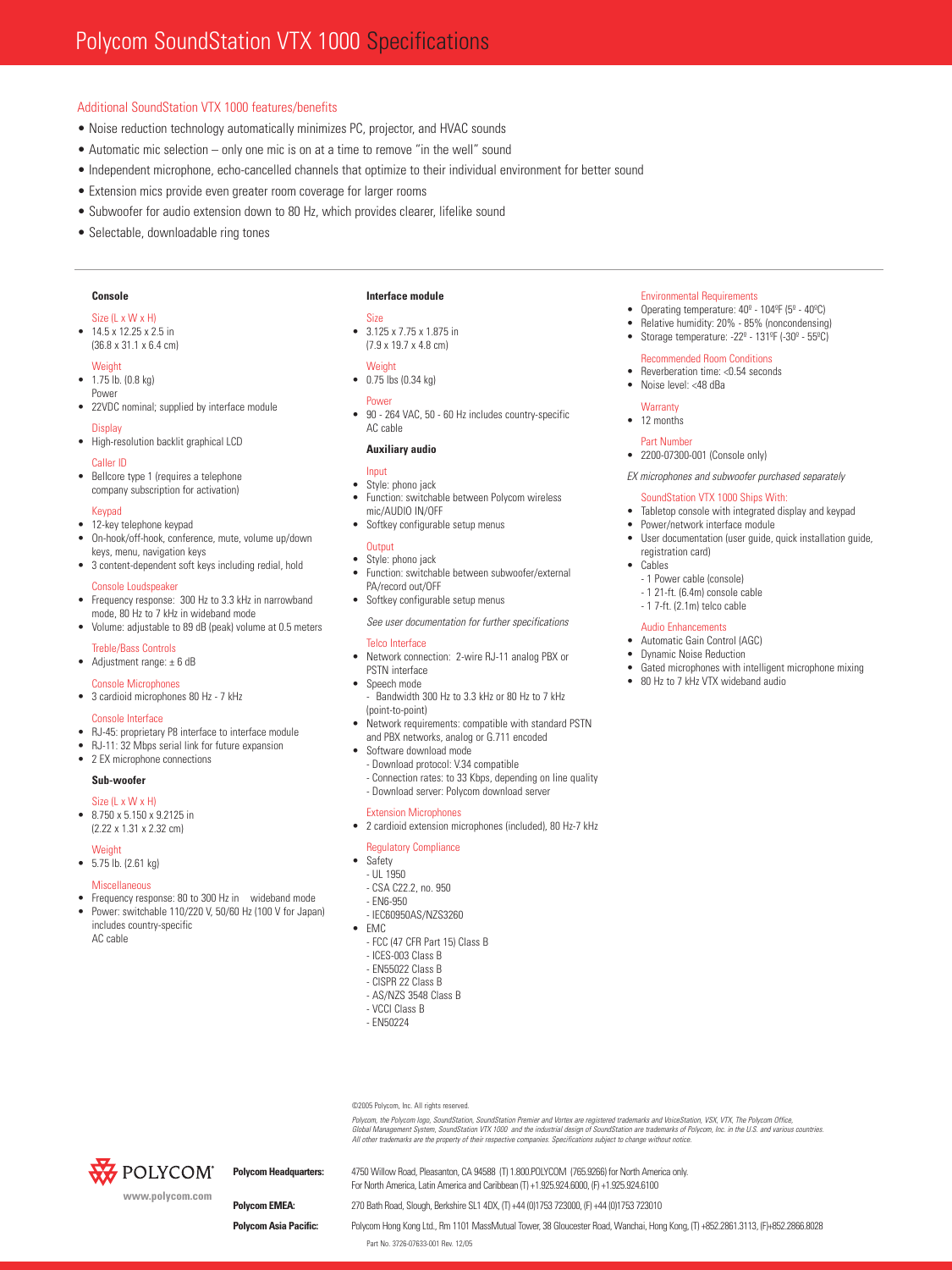# Polycom SoundStation VTX 1000 Specifications

## Additional SoundStation VTX 1000 features/benefits

- Noise reduction technology automatically minimizes PC, projector, and HVAC sounds
- Automatic mic selection – only one mic is on at a time to remove "in the well" sound
- Independent microphone, echo-cancelled channels that optimize to their individual environment for better sound
- Extension mics provide even greater room coverage for larger rooms
- Subwoofer for audio extension down to 80 Hz, which provides clearer, lifelike sound
- Selectable, downloadable ring tones

### Console

Size (L x W x H)
- 14.5 x 12.25 x 2.5 in (36.8 x 31.1 x 6.4 cm)

Weight
- 1.75 lb. (0.8 kg)

Power
- 22VDC nominal; supplied by interface module

Display
- High-resolution backlit graphical LCD

Caller ID
- Bellcore type 1 (requires a telephone company subscription for activation)

Keypad
- 12-key telephone keypad
- On-hook/off-hook, conference, mute, volume up/down keys, menu, navigation keys
- 3 content-dependent soft keys including redial, hold

Console Loudspeaker
- Frequency response: 300 Hz to 3.3 kHz in narrowband mode, 80 Hz to 7 kHz in wideband mode
- Volume: adjustable to 89 dB (peak) volume at 0.5 meters

Treble/Bass Controls
- Adjustment range: ± 6 dB

Console Microphones
- 3 cardioid microphones 80 Hz - 7 kHz

Console Interface
- RJ-45: proprietary P8 interface to interface module
- RJ-11: 32 Mbps serial link for future expansion
- 2 EX microphone connections

### Sub-woofer

Size (L x W x H)
- 8.750 x 5.150 x 9.2125 in (2.22 x 1.31 x 2.32 cm)

Weight
- 5.75 lb. (2.61 kg)

Miscellaneous
- Frequency response: 80 to 300 Hz in wideband mode
- Power: switchable 110/220 V, 50/60 Hz (100 V for Japan) includes country-specific AC cable

### Interface module

Size
- 3.125 x 7.75 x 1.875 in (7.9 x 19.7 x 4.8 cm)

Weight
- 0.75 lbs (0.34 kg)

Power
- 90 - 264 VAC, 50 - 60 Hz includes country-specific AC cable

### Auxiliary audio

Input
- Style: phono jack
- Function: switchable between Polycom wireless mic/AUDIO IN/OFF
- Softkey configurable setup menus

Output
- Style: phono jack
- Function: switchable between subwoofer/external PA/record out/OFF
- Softkey configurable setup menus

*See user documentation for further specifications*

Telco Interface
- Network connection: 2-wire RJ-11 analog PBX or PSTN interface
- Speech mode
  - Bandwidth 300 Hz to 3.3 kHz or 80 Hz to 7 kHz (point-to-point)
- Network requirements: compatible with standard PSTN and PBX networks, analog or G.711 encoded
- Software download mode
  - Download protocol: V.34 compatible
  - Connection rates: to 33 Kbps, depending on line quality
  - Download server: Polycom download server

Extension Microphones
- 2 cardioid extension microphones (included), 80 Hz-7 kHz

Regulatory Compliance
- Safety
  - UL 1950
  - CSA C22.2, no. 950
  - EN6-950
  - IEC60950AS/NZS3260
- EMC
  - FCC (47 CFR Part 15) Class B
  - ICES-003 Class B
  - EN55022 Class B
  - CISPR 22 Class B
  - AS/NZS 3548 Class B
  - VCCI Class B
  - EN50224

Environmental Requirements
- Operating temperature: 40º - 104ºF (5º - 40ºC)
- Relative humidity: 20% - 85% (noncondensing)
- Storage temperature: -22º - 131ºF (-30º - 55ºC)

Recommended Room Conditions
- Reverberation time: <0.54 seconds
- Noise level: <48 dBa

Warranty
- 12 months

Part Number
- 2200-07300-001 (Console only)

*EX microphones and subwoofer purchased separately*

SoundStation VTX 1000 Ships With:
- Tabletop console with integrated display and keypad
- Power/network interface module
- User documentation (user guide, quick installation guide, registration card)
- Cables
  - 1 Power cable (console)
  - 1 21-ft. (6.4m) console cable
  - 1 7-ft. (2.1m) telco cable

Audio Enhancements
- Automatic Gain Control (AGC)
- Dynamic Noise Reduction
- Gated microphones with intelligent microphone mixing
- 80 Hz to 7 kHz VTX wideband audio

©2005 Polycom, Inc. All rights reserved.

*Polycom, the Polycom logo, SoundStation, SoundStation Premier and Vortex are registered trademarks and VoiceStation, VSX, VTX, The Polycom Office, Global Management System, SoundStation VTX 1000 and the industrial design of SoundStation are trademarks of Polycom, Inc. in the U.S. and various countries. All other trademarks are the property of their respective companies. Specifications subject to change without notice.*

POLYCOM
www.polycom.com

**Polycom Headquarters:** 4750 Willow Road, Pleasanton, CA 94588 (T) 1.800.POLYCOM (765.9266) for North America only. For North America, Latin America and Caribbean (T) +1.925.924.6000, (F) +1.925.924.6100

**Polycom EMEA:** 270 Bath Road, Slough, Berkshire SL1 4DX, (T) +44 (0)1753 723000, (F) +44 (0)1753 723010

**Polycom Asia Pacific:** Polycom Hong Kong Ltd., Rm 1101 MassMutual Tower, 38 Gloucester Road, Wanchai, Hong Kong, (T) +852.2861.3113, (F)+852.2866.8028

Part No. 3726-07633-001 Rev. 12/05